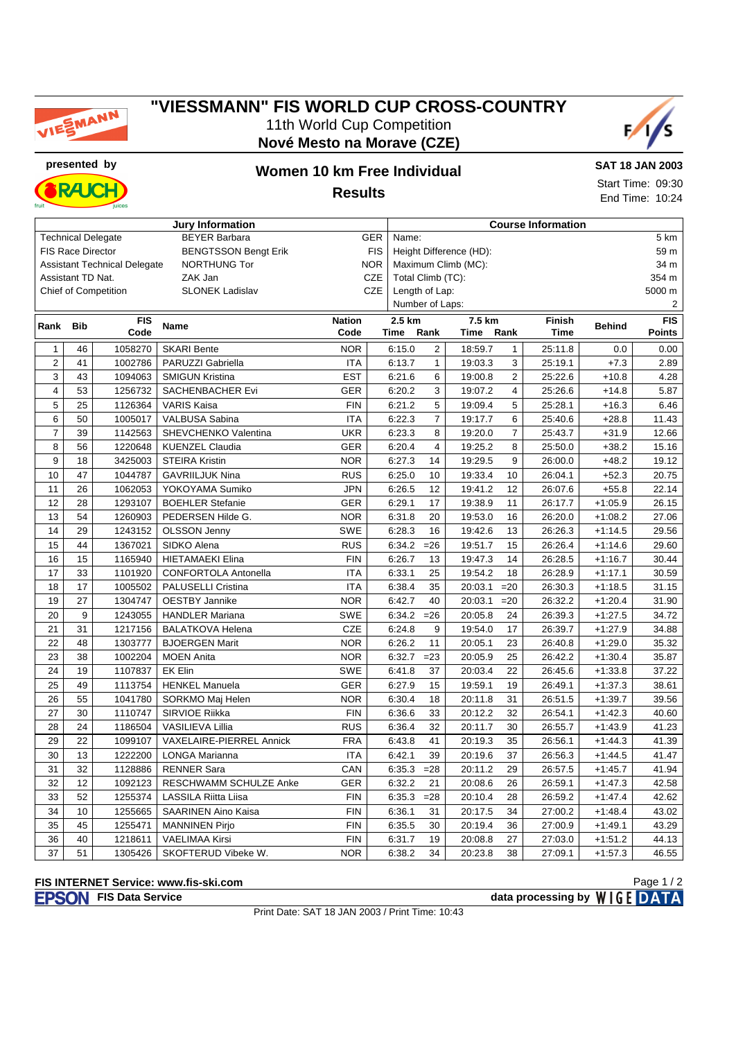# "VIESSMANN" FIS WORLD CUP CROSS-COUNTRY

11th World Cup Competition

**Nové Mesto na Morave (CZE)**

presented by

## Women 10 km Free Individual

## Results

**SAT 18 JAN 2003**

Start Time: 09:30

End Time: 10:24

| Jury Information | | | Course Information | |
|---|---|---|---|---|
| Technical Delegate | BEYER Barbara | GER | Name: | 5 km |
| FIS Race Director | BENGTSSON Bengt Erik | FIS | Height Difference (HD): | 59 m |
| Assistant Technical Delegate | NORTHUNG Tor | NOR | Maximum Climb (MC): | 34 m |
| Assistant TD Nat. | ZAK Jan | CZE | Total Climb (TC): | 354 m |
| Chief of Competition | SLONEK Ladislav | CZE | Length of Lap: | 5000 m |
| | | | Number of Laps: | 2 |

| Rank | Bib | FIS Code | Name | Nation Code | 2.5 km Time | Rank | 7.5 km Time | Rank | Finish Time | Behind | FIS Points |
|---|---|---|---|---|---|---|---|---|---|---|---|
| 1 | 46 | 1058270 | SKARI Bente | NOR | 6:15.0 | 2 | 18:59.7 | 1 | 25:11.8 | 0.0 | 0.00 |
| 2 | 41 | 1002786 | PARUZZI Gabriella | ITA | 6:13.7 | 1 | 19:03.3 | 3 | 25:19.1 | +7.3 | 2.89 |
| 3 | 43 | 1094063 | SMIGUN Kristina | EST | 6:21.6 | 6 | 19:00.8 | 2 | 25:22.6 | +10.8 | 4.28 |
| 4 | 53 | 1256732 | SACHENBACHER Evi | GER | 6:20.2 | 3 | 19:07.2 | 4 | 25:26.6 | +14.8 | 5.87 |
| 5 | 25 | 1126364 | VARIS Kaisa | FIN | 6:21.2 | 5 | 19:09.4 | 5 | 25:28.1 | +16.3 | 6.46 |
| 6 | 50 | 1005017 | VALBUSA Sabina | ITA | 6:22.3 | 7 | 19:17.7 | 6 | 25:40.6 | +28.8 | 11.43 |
| 7 | 39 | 1142563 | SHEVCHENKO Valentina | UKR | 6:23.3 | 8 | 19:20.0 | 7 | 25:43.7 | +31.9 | 12.66 |
| 8 | 56 | 1220648 | KUENZEL Claudia | GER | 6:20.4 | 4 | 19:25.2 | 8 | 25:50.0 | +38.2 | 15.16 |
| 9 | 18 | 3425003 | STEIRA Kristin | NOR | 6:27.3 | 14 | 19:29.5 | 9 | 26:00.0 | +48.2 | 19.12 |
| 10 | 47 | 1044787 | GAVRIILJUK Nina | RUS | 6:25.0 | 10 | 19:33.4 | 10 | 26:04.1 | +52.3 | 20.75 |
| 11 | 26 | 1062053 | YOKOYAMA Sumiko | JPN | 6:26.5 | 12 | 19:41.2 | 12 | 26:07.6 | +55.8 | 22.14 |
| 12 | 28 | 1293107 | BOEHLER Stefanie | GER | 6:29.1 | 17 | 19:38.9 | 11 | 26:17.7 | +1:05.9 | 26.15 |
| 13 | 54 | 1260903 | PEDERSEN Hilde G. | NOR | 6:31.8 | 20 | 19:53.0 | 16 | 26:20.0 | +1:08.2 | 27.06 |
| 14 | 29 | 1243152 | OLSSON Jenny | SWE | 6:28.3 | 16 | 19:42.6 | 13 | 26:26.3 | +1:14.5 | 29.56 |
| 15 | 44 | 1367021 | SIDKO Alena | RUS | 6:34.2 | =26 | 19:51.7 | 15 | 26:26.4 | +1:14.6 | 29.60 |
| 16 | 15 | 1165940 | HIETAMAEKI Elina | FIN | 6:26.7 | 13 | 19:47.3 | 14 | 26:28.5 | +1:16.7 | 30.44 |
| 17 | 33 | 1101920 | CONFORTOLA Antonella | ITA | 6:33.1 | 25 | 19:54.2 | 18 | 26:28.9 | +1:17.1 | 30.59 |
| 18 | 17 | 1005502 | PALUSELLI Cristina | ITA | 6:38.4 | 35 | 20:03.1 | =20 | 26:30.3 | +1:18.5 | 31.15 |
| 19 | 27 | 1304747 | OESTBY Jannike | NOR | 6:42.7 | 40 | 20:03.1 | =20 | 26:32.2 | +1:20.4 | 31.90 |
| 20 | 9 | 1243055 | HANDLER Mariana | SWE | 6:34.2 | =26 | 20:05.8 | 24 | 26:39.3 | +1:27.5 | 34.72 |
| 21 | 31 | 1217156 | BALATKOVA Helena | CZE | 6:24.8 | 9 | 19:54.0 | 17 | 26:39.7 | +1:27.9 | 34.88 |
| 22 | 48 | 1303777 | BJOERGEN Marit | NOR | 6:26.2 | 11 | 20:05.1 | 23 | 26:40.8 | +1:29.0 | 35.32 |
| 23 | 38 | 1002204 | MOEN Anita | NOR | 6:32.7 | =23 | 20:05.9 | 25 | 26:42.2 | +1:30.4 | 35.87 |
| 24 | 19 | 1107837 | EK Elin | SWE | 6:41.8 | 37 | 20:03.4 | 22 | 26:45.6 | +1:33.8 | 37.22 |
| 25 | 49 | 1113754 | HENKEL Manuela | GER | 6:27.9 | 15 | 19:59.1 | 19 | 26:49.1 | +1:37.3 | 38.61 |
| 26 | 55 | 1041780 | SORKMO Maj Helen | NOR | 6:30.4 | 18 | 20:11.8 | 31 | 26:51.5 | +1:39.7 | 39.56 |
| 27 | 30 | 1110747 | SIRVIOE Riikka | FIN | 6:36.6 | 33 | 20:12.2 | 32 | 26:54.1 | +1:42.3 | 40.60 |
| 28 | 24 | 1186504 | VASILIEVA Lillia | RUS | 6:36.4 | 32 | 20:11.7 | 30 | 26:55.7 | +1:43.9 | 41.23 |
| 29 | 22 | 1099107 | VAXELAIRE-PIERREL Annick | FRA | 6:43.8 | 41 | 20:19.3 | 35 | 26:56.1 | +1:44.3 | 41.39 |
| 30 | 13 | 1222200 | LONGA Marianna | ITA | 6:42.1 | 39 | 20:19.6 | 37 | 26:56.3 | +1:44.5 | 41.47 |
| 31 | 32 | 1128886 | RENNER Sara | CAN | 6:35.3 | =28 | 20:11.2 | 29 | 26:57.5 | +1:45.7 | 41.94 |
| 32 | 12 | 1092123 | RESCHWAMM SCHULZE Anke | GER | 6:32.2 | 21 | 20:08.6 | 26 | 26:59.1 | +1:47.3 | 42.58 |
| 33 | 52 | 1255374 | LASSILA Riitta Liisa | FIN | 6:35.3 | =28 | 20:10.4 | 28 | 26:59.2 | +1:47.4 | 42.62 |
| 34 | 10 | 1255665 | SAARINEN Aino Kaisa | FIN | 6:36.1 | 31 | 20:17.5 | 34 | 27:00.2 | +1:48.4 | 43.02 |
| 35 | 45 | 1255471 | MANNINEN Pirjo | FIN | 6:35.5 | 30 | 20:19.4 | 36 | 27:00.9 | +1:49.1 | 43.29 |
| 36 | 40 | 1218611 | VAELIMAA Kirsi | FIN | 6:31.7 | 19 | 20:08.8 | 27 | 27:03.0 | +1:51.2 | 44.13 |
| 37 | 51 | 1305426 | SKOFTERUD Vibeke W. | NOR | 6:38.2 | 34 | 20:23.8 | 38 | 27:09.1 | +1:57.3 | 46.55 |

**FIS INTERNET Service: www.fis-ski.com**

FIS Data Service — data processing by WIGE DATA

Print Date: SAT 18 JAN 2003 / Print Time: 10:43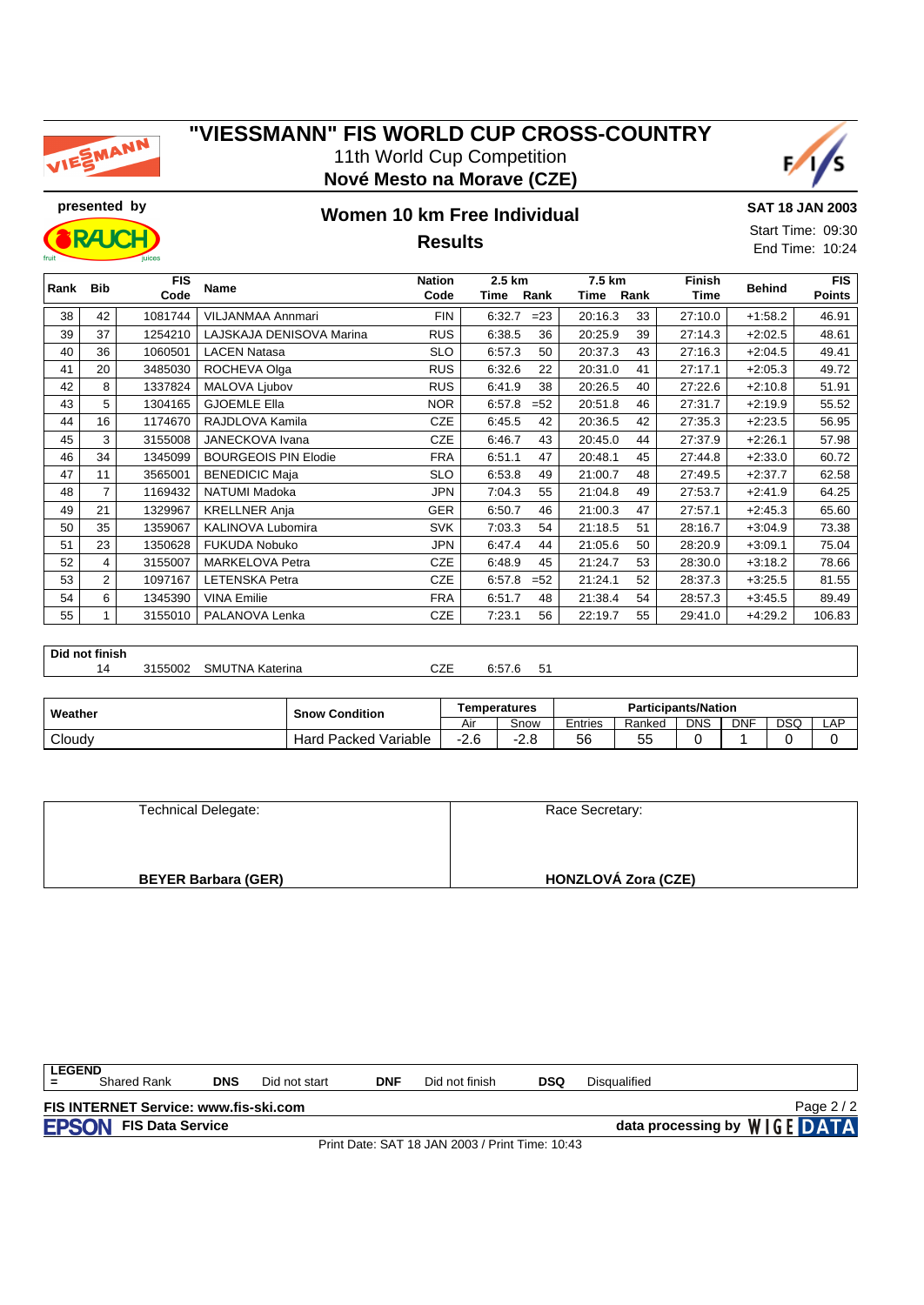# "VIESSMANN" FIS WORLD CUP CROSS-COUNTRY

11th World Cup Competition

**Nové Mesto na Morave (CZE)**

**presented by**

## Women 10 km Free Individual

## Results

**SAT 18 JAN 2003**

Start Time: 09:30

End Time: 10:24

| Rank | Bib | FIS Code | Name | Nation Code | 2.5 km Time | 2.5 km Rank | 7.5 km Time | 7.5 km Rank | Finish Time | Behind | FIS Points |
|---|---|---|---|---|---|---|---|---|---|---|---|
| 38 | 42 | 1081744 | VILJANMAA Annmari | FIN | 6:32.7 | =23 | 20:16.3 | 33 | 27:10.0 | +1:58.2 | 46.91 |
| 39 | 37 | 1254210 | LAJSKAJA DENISOVA Marina | RUS | 6:38.5 | 36 | 20:25.9 | 39 | 27:14.3 | +2:02.5 | 48.61 |
| 40 | 36 | 1060501 | LACEN Natasa | SLO | 6:57.3 | 50 | 20:37.3 | 43 | 27:16.3 | +2:04.5 | 49.41 |
| 41 | 20 | 3485030 | ROCHEVA Olga | RUS | 6:32.6 | 22 | 20:31.0 | 41 | 27:17.1 | +2:05.3 | 49.72 |
| 42 | 8 | 1337824 | MALOVA Ljubov | RUS | 6:41.9 | 38 | 20:26.5 | 40 | 27:22.6 | +2:10.8 | 51.91 |
| 43 | 5 | 1304165 | GJOEMLE Ella | NOR | 6:57.8 | =52 | 20:51.8 | 46 | 27:31.7 | +2:19.9 | 55.52 |
| 44 | 16 | 1174670 | RAJDLOVA Kamila | CZE | 6:45.5 | 42 | 20:36.5 | 42 | 27:35.3 | +2:23.5 | 56.95 |
| 45 | 3 | 3155008 | JANECKOVA Ivana | CZE | 6:46.7 | 43 | 20:45.0 | 44 | 27:37.9 | +2:26.1 | 57.98 |
| 46 | 34 | 1345099 | BOURGEOIS PIN Elodie | FRA | 6:51.1 | 47 | 20:48.1 | 45 | 27:44.8 | +2:33.0 | 60.72 |
| 47 | 11 | 3565001 | BENEDICIC Maja | SLO | 6:53.8 | 49 | 21:00.7 | 48 | 27:49.5 | +2:37.7 | 62.58 |
| 48 | 7 | 1169432 | NATUMI Madoka | JPN | 7:04.3 | 55 | 21:04.8 | 49 | 27:53.7 | +2:41.9 | 64.25 |
| 49 | 21 | 1329967 | KRELLNER Anja | GER | 6:50.7 | 46 | 21:00.3 | 47 | 27:57.1 | +2:45.3 | 65.60 |
| 50 | 35 | 1359067 | KALINOVA Lubomira | SVK | 7:03.3 | 54 | 21:18.5 | 51 | 28:16.7 | +3:04.9 | 73.38 |
| 51 | 23 | 1350628 | FUKUDA Nobuko | JPN | 6:47.4 | 44 | 21:05.6 | 50 | 28:20.9 | +3:09.1 | 75.04 |
| 52 | 4 | 3155007 | MARKELOVA Petra | CZE | 6:48.9 | 45 | 21:24.7 | 53 | 28:30.0 | +3:18.2 | 78.66 |
| 53 | 2 | 1097167 | LETENSKA Petra | CZE | 6:57.8 | =52 | 21:24.1 | 52 | 28:37.3 | +3:25.5 | 81.55 |
| 54 | 6 | 1345390 | VINA Emilie | FRA | 6:51.7 | 48 | 21:38.4 | 54 | 28:57.3 | +3:45.5 | 89.49 |
| 55 | 1 | 3155010 | PALANOVA Lenka | CZE | 7:23.1 | 56 | 22:19.7 | 55 | 29:41.0 | +4:29.2 | 106.83 |

**Did not finish**

| Bib | FIS Code | Name | Nation Code | 2.5 km Time | 2.5 km Rank |
|---|---|---|---|---|---|
| 14 | 3155002 | SMUTNA Katerina | CZE | 6:57.6 | 51 |

| Weather | Snow Condition | Temperatures Air | Temperatures Snow | Entries | Ranked | DNS | DNF | DSQ | LAP |
|---|---|---|---|---|---|---|---|---|---|
| Cloudy | Hard Packed Variable | -2.6 | -2.8 | 56 | 55 | 0 | 1 | 0 | 0 |

| Technical Delegate: | Race Secretary: |
|---|---|
| **BEYER Barbara (GER)** | **HONZLOVÁ Zora (CZE)** |

**LEGEND**
= Shared Rank **DNS** Did not start **DNF** Did not finish **DSQ** Disqualified

**FIS INTERNET Service: www.fis-ski.com**

**FIS Data Service** data processing by WIGE DATA

Print Date: SAT 18 JAN 2003 / Print Time: 10:43